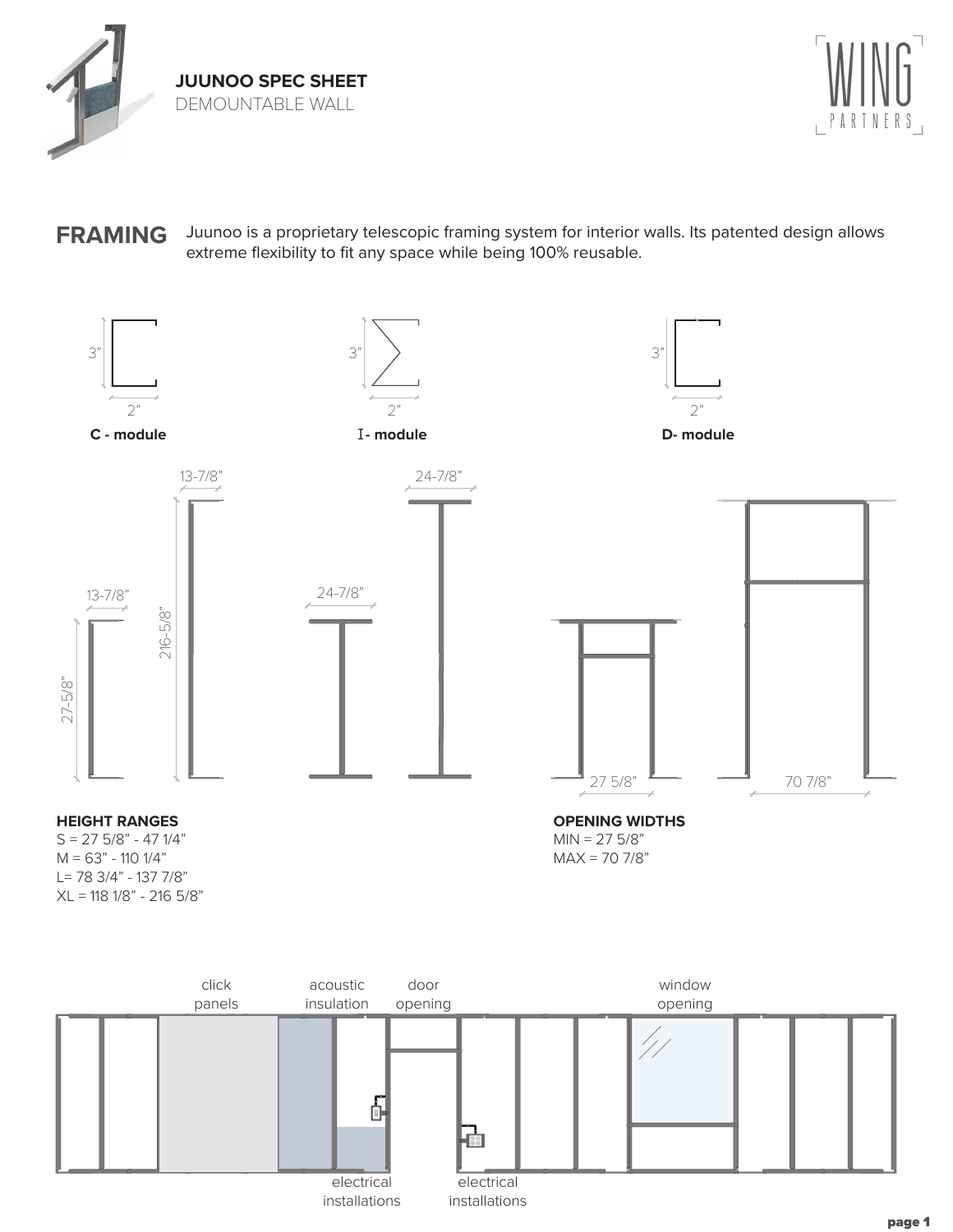# JUUNOO SPEC SHEET

DEMOUNTABLE WALL

## FRAMING

Juunoo is a proprietary telescopic framing system for interior walls. Its patented design allows extreme flexibility to fit any space while being 100% reusable.

3"

2"

**C - module**

3"

2"

**I- module**

3"

2"

**D- module**

13-7/8"

27-5/8"

13-7/8"

216-5/8"

24-7/8"

24-7/8"

27 5/8"

70 7/8"

**HEIGHT RANGES**

S = 27 5/8" - 47 1/4"
M = 63" - 110 1/4"
L= 78 3/4" - 137 7/8"
XL = 118 1/8" - 216 5/8"

**OPENING WIDTHS**

MIN = 27 5/8"
MAX = 70 7/8"

click panels

acoustic insulation

door opening

window opening

electrical installations

electrical installations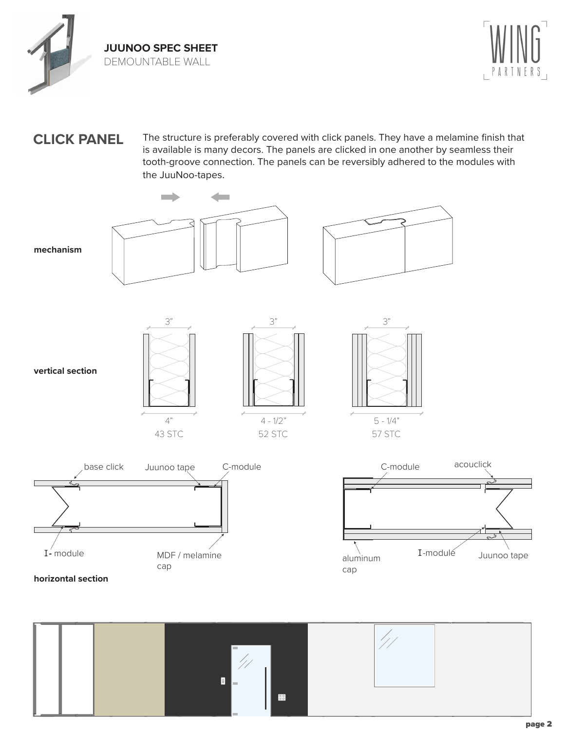**JUUNOO SPEC SHEET**
DEMOUNTABLE WALL

## CLICK PANEL

The structure is preferably covered with click panels. They have a melamine finish that is available is many decors. The panels are clicked in one another by seamless their tooth-groove connection. The panels can be reversibly adhered to the modules with the JuuNoo-tapes.

**mechanism**

**vertical section**

| 3" | 3" | 3" |
|---|---|---|
| 4" | 4 - 1/2" | 5 - 1/4" |
| 43 STC | 52 STC | 57 STC |

**horizontal section**

base click, Juunoo tape, C-module, I- module, MDF / melamine cap

C-module, acouclick, aluminum cap, I-module, Juunoo tape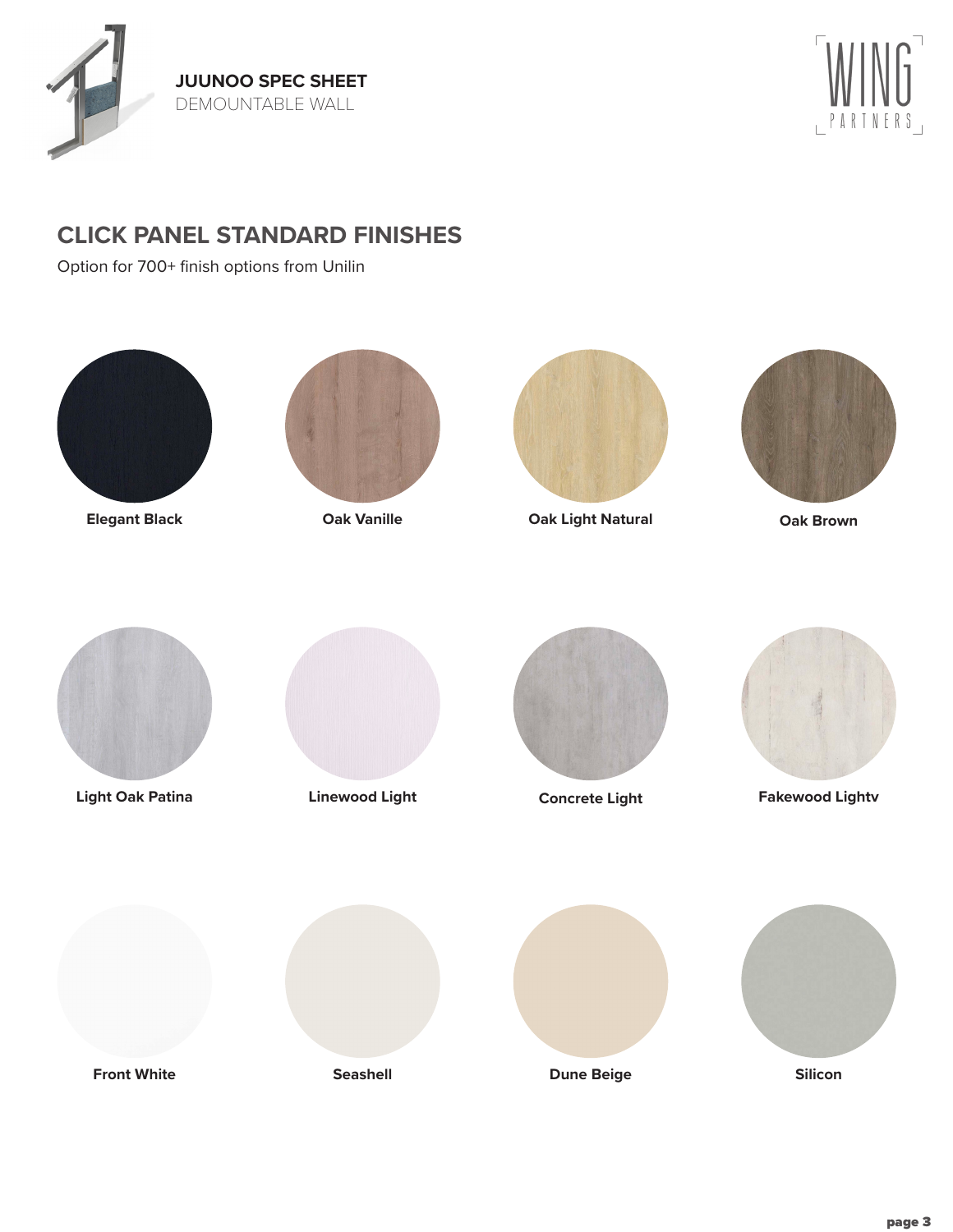**JUUNOO SPEC SHEET**
DEMOUNTABLE WALL

## CLICK PANEL STANDARD FINISHES

Option for 700+ finish options from Unilin

**Elegant Black**

**Oak Vanille**

**Oak Light Natural**

**Oak Brown**

**Light Oak Patina**

**Linewood Light**

**Concrete Light**

**Fakewood Lightv**

**Front White**

**Seashell**

**Dune Beige**

**Silicon**